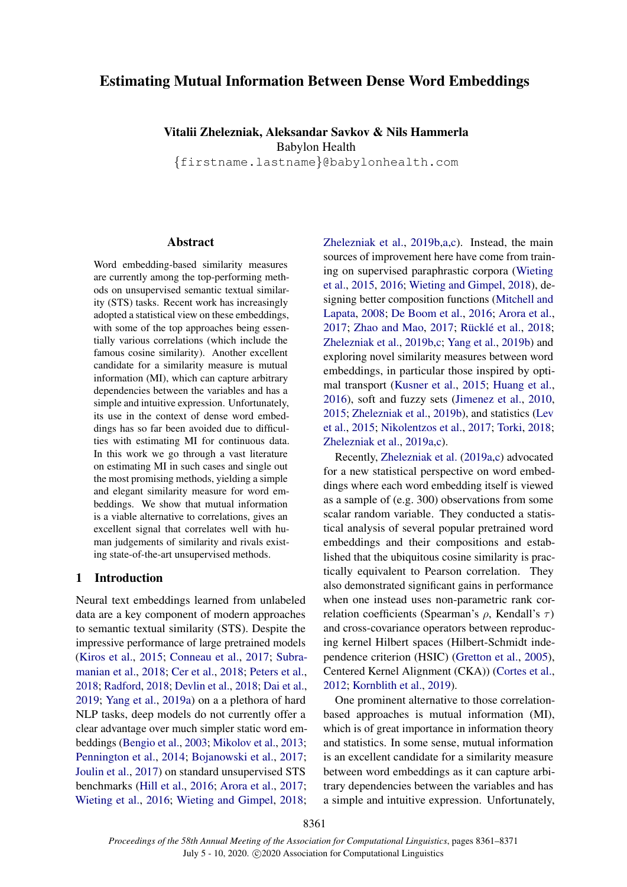# Estimating Mutual Information Between Dense Word Embeddings

**Vitalii Zhelezniak, Aleksandar Savkov & Nils Hammerla**
Babylon Health
{firstname.lastname}@babylonhealth.com

## Abstract

Word embedding-based similarity measures are currently among the top-performing methods on unsupervised semantic textual similarity (STS) tasks. Recent work has increasingly adopted a statistical view on these embeddings, with some of the top approaches being essentially various correlations (which include the famous cosine similarity). Another excellent candidate for a similarity measure is mutual information (MI), which can capture arbitrary dependencies between the variables and has a simple and intuitive expression. Unfortunately, its use in the context of dense word embeddings has so far been avoided due to difficulties with estimating MI for continuous data. In this work we go through a vast literature on estimating MI in such cases and single out the most promising methods, yielding a simple and elegant similarity measure for word embeddings. We show that mutual information is a viable alternative to correlations, gives an excellent signal that correlates well with human judgements of similarity and rivals existing state-of-the-art unsupervised methods.

## 1 Introduction

Neural text embeddings learned from unlabeled data are a key component of modern approaches to semantic textual similarity (STS). Despite the impressive performance of large pretrained models (Kiros et al., 2015; Conneau et al., 2017; Subramanian et al., 2018; Cer et al., 2018; Peters et al., 2018; Radford, 2018; Devlin et al., 2018; Dai et al., 2019; Yang et al., 2019a) on a a plethora of hard NLP tasks, deep models do not currently offer a clear advantage over much simpler static word embeddings (Bengio et al., 2003; Mikolov et al., 2013; Pennington et al., 2014; Bojanowski et al., 2017; Joulin et al., 2017) on standard unsupervised STS benchmarks (Hill et al., 2016; Arora et al., 2017; Wieting et al., 2016; Wieting and Gimpel, 2018; Zhelezniak et al., 2019b,a,c). Instead, the main sources of improvement here have come from training on supervised paraphrastic corpora (Wieting et al., 2015, 2016; Wieting and Gimpel, 2018), designing better composition functions (Mitchell and Lapata, 2008; De Boom et al., 2016; Arora et al., 2017; Zhao and Mao, 2017; Rücklé et al., 2018; Zhelezniak et al., 2019b,c; Yang et al., 2019b) and exploring novel similarity measures between word embeddings, in particular those inspired by optimal transport (Kusner et al., 2015; Huang et al., 2016), soft and fuzzy sets (Jimenez et al., 2010, 2015; Zhelezniak et al., 2019b), and statistics (Lev et al., 2015; Nikolentzos et al., 2017; Torki, 2018; Zhelezniak et al., 2019a,c).

Recently, Zhelezniak et al. (2019a,c) advocated for a new statistical perspective on word embeddings where each word embedding itself is viewed as a sample of (e.g. 300) observations from some scalar random variable. They conducted a statistical analysis of several popular pretrained word embeddings and their compositions and established that the ubiquitous cosine similarity is practically equivalent to Pearson correlation. They also demonstrated significant gains in performance when one instead uses non-parametric rank correlation coefficients (Spearman's $\rho$, Kendall's $\tau$) and cross-covariance operators between reproducing kernel Hilbert spaces (Hilbert-Schmidt independence criterion (HSIC) (Gretton et al., 2005), Centered Kernel Alignment (CKA)) (Cortes et al., 2012; Kornblith et al., 2019).

One prominent alternative to those correlation-based approaches is mutual information (MI), which is of great importance in information theory and statistics. In some sense, mutual information is an excellent candidate for a similarity measure between word embeddings as it can capture arbitrary dependencies between the variables and has a simple and intuitive expression. Unfortunately,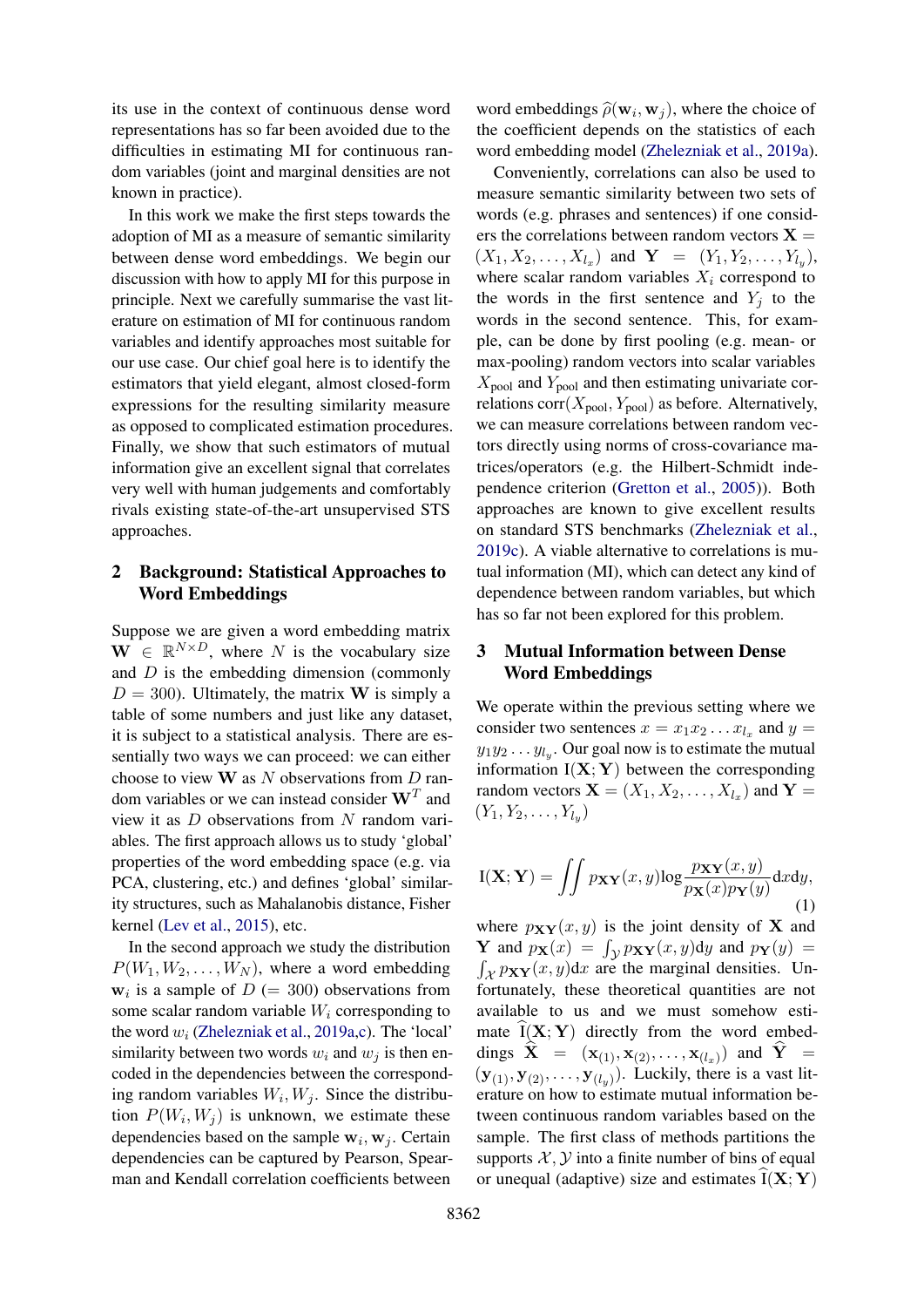its use in the context of continuous dense word representations has so far been avoided due to the difficulties in estimating MI for continuous random variables (joint and marginal densities are not known in practice).

In this work we make the first steps towards the adoption of MI as a measure of semantic similarity between dense word embeddings. We begin our discussion with how to apply MI for this purpose in principle. Next we carefully summarise the vast literature on estimation of MI for continuous random variables and identify approaches most suitable for our use case. Our chief goal here is to identify the estimators that yield elegant, almost closed-form expressions for the resulting similarity measure as opposed to complicated estimation procedures. Finally, we show that such estimators of mutual information give an excellent signal that correlates very well with human judgements and comfortably rivals existing state-of-the-art unsupervised STS approaches.

## 2 Background: Statistical Approaches to Word Embeddings

Suppose we are given a word embedding matrix $\mathbf{W} \in \mathbb{R}^{N \times D}$, where $N$ is the vocabulary size and $D$ is the embedding dimension (commonly $D = 300$). Ultimately, the matrix $\mathbf{W}$ is simply a table of some numbers and just like any dataset, it is subject to a statistical analysis. There are essentially two ways we can proceed: we can either choose to view $\mathbf{W}$ as $N$ observations from $D$ random variables or we can instead consider $\mathbf{W}^T$ and view it as $D$ observations from $N$ random variables. The first approach allows us to study 'global' properties of the word embedding space (e.g. via PCA, clustering, etc.) and defines 'global' similarity structures, such as Mahalanobis distance, Fisher kernel (Lev et al., 2015), etc.

In the second approach we study the distribution $P(W_1, W_2, \ldots, W_N)$, where a word embedding $\mathbf{w}_i$ is a sample of $D$ ($= 300$) observations from some scalar random variable $W_i$ corresponding to the word $w_i$ (Zhelezniak et al., 2019a,c). The 'local' similarity between two words $w_i$ and $w_j$ is then encoded in the dependencies between the corresponding random variables $W_i, W_j$. Since the distribution $P(W_i, W_j)$ is unknown, we estimate these dependencies based on the sample $\mathbf{w}_i, \mathbf{w}_j$. Certain dependencies can be captured by Pearson, Spearman and Kendall correlation coefficients between word embeddings $\widehat{\rho}(\mathbf{w}_i, \mathbf{w}_j)$, where the choice of the coefficient depends on the statistics of each word embedding model (Zhelezniak et al., 2019a).

Conveniently, correlations can also be used to measure semantic similarity between two sets of words (e.g. phrases and sentences) if one considers the correlations between random vectors $\mathbf{X} = (X_1, X_2, \ldots, X_{l_x})$ and $\mathbf{Y} = (Y_1, Y_2, \ldots, Y_{l_y})$, where scalar random variables $X_i$ correspond to the words in the first sentence and $Y_j$ to the words in the second sentence. This, for example, can be done by first pooling (e.g. mean- or max-pooling) random vectors into scalar variables $X_{\text{pool}}$ and $Y_{\text{pool}}$ and then estimating univariate correlations $\text{corr}(X_{\text{pool}}, Y_{\text{pool}})$ as before. Alternatively, we can measure correlations between random vectors directly using norms of cross-covariance matrices/operators (e.g. the Hilbert-Schmidt independence criterion (Gretton et al., 2005)). Both approaches are known to give excellent results on standard STS benchmarks (Zhelezniak et al., 2019c). A viable alternative to correlations is mutual information (MI), which can detect any kind of dependence between random variables, but which has so far not been explored for this problem.

## 3 Mutual Information between Dense Word Embeddings

We operate within the previous setting where we consider two sentences $x = x_1 x_2 \ldots x_{l_x}$ and $y = y_1 y_2 \ldots y_{l_y}$. Our goal now is to estimate the mutual information $\mathrm{I}(\mathbf{X}; \mathbf{Y})$ between the corresponding random vectors $\mathbf{X} = (X_1, X_2, \ldots, X_{l_x})$ and $\mathbf{Y} = (Y_1, Y_2, \ldots, Y_{l_y})$

$$\mathrm{I}(\mathbf{X}; \mathbf{Y}) = \iint p_{\mathbf{XY}}(x, y) \log \frac{p_{\mathbf{XY}}(x, y)}{p_{\mathbf{X}}(x) p_{\mathbf{Y}}(y)} \mathrm{d}x \mathrm{d}y, \tag{1}$$

where $p_{\mathbf{XY}}(x, y)$ is the joint density of $\mathbf{X}$ and $\mathbf{Y}$ and $p_{\mathbf{X}}(x) = \int_{\mathcal{Y}} p_{\mathbf{XY}}(x, y) \mathrm{d}y$ and $p_{\mathbf{Y}}(y) = \int_{\mathcal{X}} p_{\mathbf{XY}}(x, y) \mathrm{d}x$ are the marginal densities. Unfortunately, these theoretical quantities are not available to us and we must somehow estimate $\widehat{\mathrm{I}}(\mathbf{X}; \mathbf{Y})$ directly from the word embeddings $\widehat{\mathbf{X}} = (\mathbf{x}_{(1)}, \mathbf{x}_{(2)}, \ldots, \mathbf{x}_{(l_x)})$ and $\widehat{\mathbf{Y}} = (\mathbf{y}_{(1)}, \mathbf{y}_{(2)}, \ldots, \mathbf{y}_{(l_y)})$. Luckily, there is a vast literature on how to estimate mutual information between continuous random variables based on the sample. The first class of methods partitions the supports $\mathcal{X}, \mathcal{Y}$ into a finite number of bins of equal or unequal (adaptive) size and estimates $\widehat{\mathrm{I}}(\mathbf{X}; \mathbf{Y})$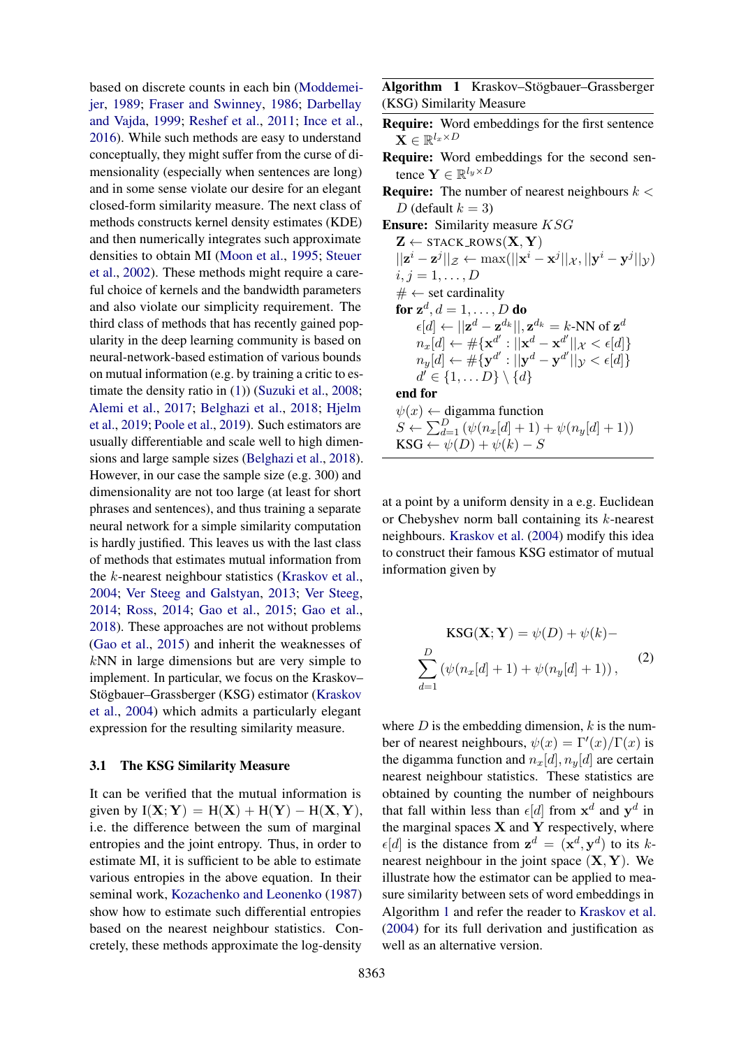based on discrete counts in each bin (Moddemeijer, 1989; Fraser and Swinney, 1986; Darbellay and Vajda, 1999; Reshef et al., 2011; Ince et al., 2016). While such methods are easy to understand conceptually, they might suffer from the curse of dimensionality (especially when sentences are long) and in some sense violate our desire for an elegant closed-form similarity measure. The next class of methods constructs kernel density estimates (KDE) and then numerically integrates such approximate densities to obtain MI (Moon et al., 1995; Steuer et al., 2002). These methods might require a careful choice of kernels and the bandwidth parameters and also violate our simplicity requirement. The third class of methods that has recently gained popularity in the deep learning community is based on neural-network-based estimation of various bounds on mutual information (e.g. by training a critic to estimate the density ratio in (1)) (Suzuki et al., 2008; Alemi et al., 2017; Belghazi et al., 2018; Hjelm et al., 2019; Poole et al., 2019). Such estimators are usually differentiable and scale well to high dimensions and large sample sizes (Belghazi et al., 2018). However, in our case the sample size (e.g. 300) and dimensionality are not too large (at least for short phrases and sentences), and thus training a separate neural network for a simple similarity computation is hardly justified. This leaves us with the last class of methods that estimates mutual information from the $k$-nearest neighbour statistics (Kraskov et al., 2004; Ver Steeg and Galstyan, 2013; Ver Steeg, 2014; Ross, 2014; Gao et al., 2015; Gao et al., 2018). These approaches are not without problems (Gao et al., 2015) and inherit the weaknesses of $k$NN in large dimensions but are very simple to implement. In particular, we focus on the Kraskov–Stögbauer–Grassberger (KSG) estimator (Kraskov et al., 2004) which admits a particularly elegant expression for the resulting similarity measure.

### 3.1 The KSG Similarity Measure

It can be verified that the mutual information is given by $\mathrm{I}(\mathbf{X};\mathbf{Y}) = \mathrm{H}(\mathbf{X}) + \mathrm{H}(\mathbf{Y}) - \mathrm{H}(\mathbf{X},\mathbf{Y})$, i.e. the difference between the sum of marginal entropies and the joint entropy. Thus, in order to estimate MI, it is sufficient to be able to estimate various entropies in the above equation. In their seminal work, Kozachenko and Leonenko (1987) show how to estimate such differential entropies based on the nearest neighbour statistics. Concretely, these methods approximate the log-density

**Algorithm 1** Kraskov–Stögbauer–Grassberger (KSG) Similarity Measure

**Require:** Word embeddings for the first sentence $\mathbf{X} \in \mathbb{R}^{l_x \times D}$
**Require:** Word embeddings for the second sentence $\mathbf{Y} \in \mathbb{R}^{l_y \times D}$
**Require:** The number of nearest neighbours $k < D$ (default $k = 3$)
**Ensure:** Similarity measure $KSG$

$\mathbf{Z} \leftarrow \text{STACK\_ROWS}(\mathbf{X}, \mathbf{Y})$
$||\mathbf{z}^i - \mathbf{z}^j||_{\mathcal{Z}} \leftarrow \max(||\mathbf{x}^i - \mathbf{x}^j||_{\mathcal{X}}, ||\mathbf{y}^i - \mathbf{y}^j||_{\mathcal{Y}})$
$i, j = 1, \ldots, D$
$\# \leftarrow$ set cardinality
**for** $\mathbf{z}^d, d = 1, \ldots, D$ **do**
  $\epsilon[d] \leftarrow ||\mathbf{z}^d - \mathbf{z}^{d_k}||, \mathbf{z}^{d_k} = k\text{-NN of } \mathbf{z}^d$
  $n_x[d] \leftarrow \#\{\mathbf{x}^{d'} : ||\mathbf{x}^d - \mathbf{x}^{d'}||_{\mathcal{X}} < \epsilon[d]\}$
  $n_y[d] \leftarrow \#\{\mathbf{y}^{d'} : ||\mathbf{y}^d - \mathbf{y}^{d'}||_{\mathcal{Y}} < \epsilon[d]\}$
  $d' \in \{1, \ldots D\} \setminus \{d\}$
**end for**
$\psi(x) \leftarrow$ digamma function
$S \leftarrow \sum_{d=1}^{D} (\psi(n_x[d]+1) + \psi(n_y[d]+1))$
$\text{KSG} \leftarrow \psi(D) + \psi(k) - S$

at a point by a uniform density in a e.g. Euclidean or Chebyshev norm ball containing its $k$-nearest neighbours. Kraskov et al. (2004) modify this idea to construct their famous KSG estimator of mutual information given by

$$\mathrm{KSG}(\mathbf{X};\mathbf{Y}) = \psi(D) + \psi(k) - \sum_{d=1}^{D} \left(\psi(n_x[d]+1) + \psi(n_y[d]+1)\right), \tag{2}$$

where $D$ is the embedding dimension, $k$ is the number of nearest neighbours, $\psi(x) = \Gamma'(x)/\Gamma(x)$ is the digamma function and $n_x[d], n_y[d]$ are certain nearest neighbour statistics. These statistics are obtained by counting the number of neighbours that fall within less than $\epsilon[d]$ from $\mathbf{x}^d$ and $\mathbf{y}^d$ in the marginal spaces $\mathbf{X}$ and $\mathbf{Y}$ respectively, where $\epsilon[d]$ is the distance from $\mathbf{z}^d = (\mathbf{x}^d, \mathbf{y}^d)$ to its $k$-nearest neighbour in the joint space $(\mathbf{X}, \mathbf{Y})$. We illustrate how the estimator can be applied to measure similarity between sets of word embeddings in Algorithm 1 and refer the reader to Kraskov et al. (2004) for its full derivation and justification as well as an alternative version.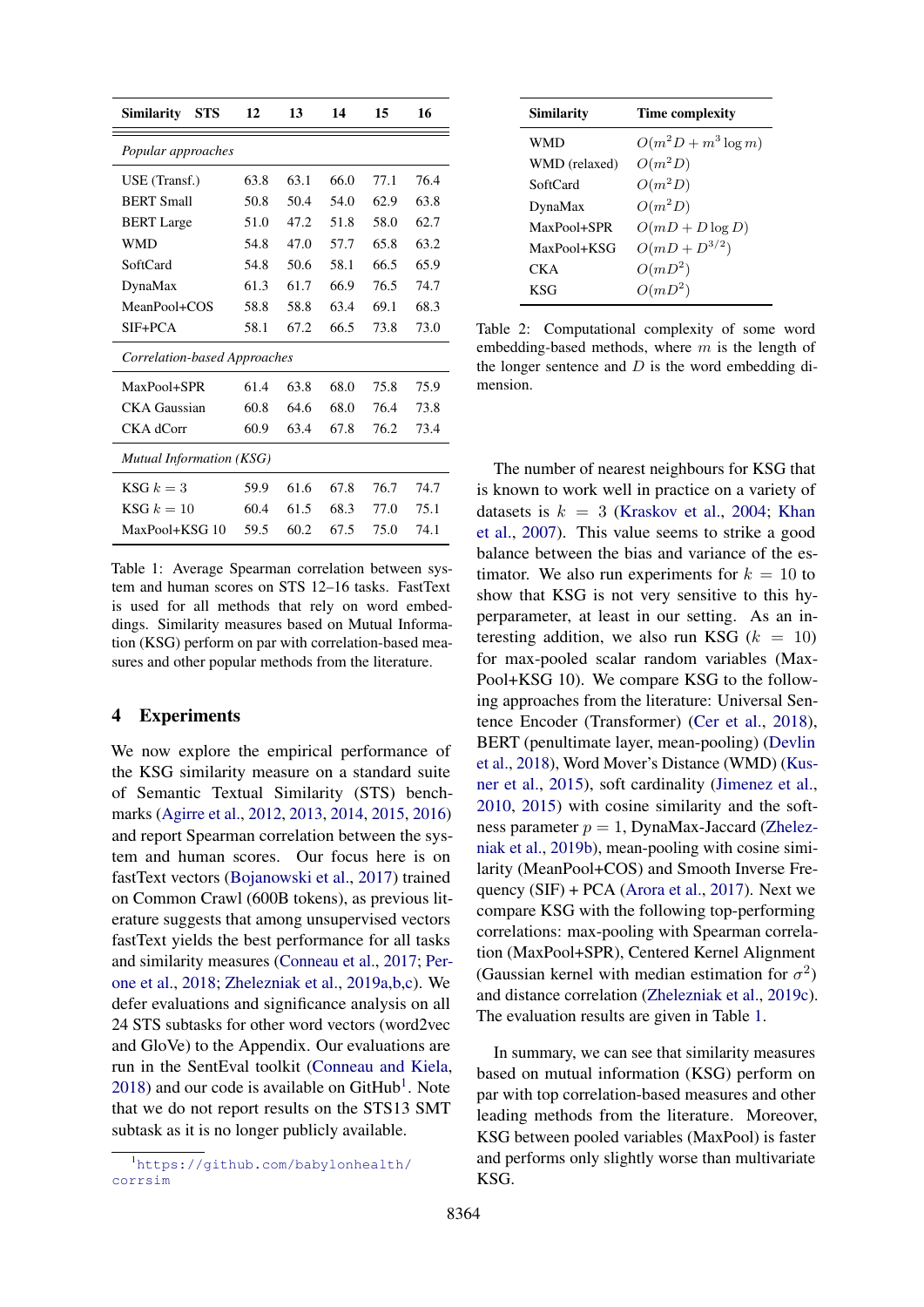| Similarity | STS | 12 | 13 | 14 | 15 | 16 |
|---|---|---|---|---|---|---|
| *Popular approaches* | | | | | | |
| USE (Transf.) | | 63.8 | 63.1 | 66.0 | 77.1 | 76.4 |
| BERT Small | | 50.8 | 50.4 | 54.0 | 62.9 | 63.8 |
| BERT Large | | 51.0 | 47.2 | 51.8 | 58.0 | 62.7 |
| WMD | | 54.8 | 47.0 | 57.7 | 65.8 | 63.2 |
| SoftCard | | 54.8 | 50.6 | 58.1 | 66.5 | 65.9 |
| DynaMax | | 61.3 | 61.7 | 66.9 | 76.5 | 74.7 |
| MeanPool+COS | | 58.8 | 58.8 | 63.4 | 69.1 | 68.3 |
| SIF+PCA | | 58.1 | 67.2 | 66.5 | 73.8 | 73.0 |
| *Correlation-based Approaches* | | | | | | |
| MaxPool+SPR | | 61.4 | 63.8 | 68.0 | 75.8 | 75.9 |
| CKA Gaussian | | 60.8 | 64.6 | 68.0 | 76.4 | 73.8 |
| CKA dCorr | | 60.9 | 63.4 | 67.8 | 76.2 | 73.4 |
| *Mutual Information (KSG)* | | | | | | |
| KSG $k=3$ | | 59.9 | 61.6 | 67.8 | 76.7 | 74.7 |
| KSG $k=10$ | | 60.4 | 61.5 | 68.3 | 77.0 | 75.1 |
| MaxPool+KSG 10 | | 59.5 | 60.2 | 67.5 | 75.0 | 74.1 |

Table 1: Average Spearman correlation between system and human scores on STS 12–16 tasks. FastText is used for all methods that rely on word embeddings. Similarity measures based on Mutual Information (KSG) perform on par with correlation-based measures and other popular methods from the literature.

## 4 Experiments

We now explore the empirical performance of the KSG similarity measure on a standard suite of Semantic Textual Similarity (STS) benchmarks (Agirre et al., 2012, 2013, 2014, 2015, 2016) and report Spearman correlation between the system and human scores. Our focus here is on fastText vectors (Bojanowski et al., 2017) trained on Common Crawl (600B tokens), as previous literature suggests that among unsupervised vectors fastText yields the best performance for all tasks and similarity measures (Conneau et al., 2017; Perone et al., 2018; Zhelezniak et al., 2019a,b,c). We defer evaluations and significance analysis on all 24 STS subtasks for other word vectors (word2vec and GloVe) to the Appendix. Our evaluations are run in the SentEval toolkit (Conneau and Kiela, 2018) and our code is available on GitHub[1]. Note that we do not report results on the STS13 SMT subtask as it is no longer publicly available.

[1] https://github.com/babylonhealth/corrsim

| Similarity | Time complexity |
|---|---|
| WMD | $O(m^2 D + m^3 \log m)$ |
| WMD (relaxed) | $O(m^2 D)$ |
| SoftCard | $O(m^2 D)$ |
| DynaMax | $O(m^2 D)$ |
| MaxPool+SPR | $O(mD + D \log D)$ |
| MaxPool+KSG | $O(mD + D^{3/2})$ |
| CKA | $O(mD^2)$ |
| KSG | $O(mD^2)$ |

Table 2: Computational complexity of some word embedding-based methods, where $m$ is the length of the longer sentence and $D$ is the word embedding dimension.

The number of nearest neighbours for KSG that is known to work well in practice on a variety of datasets is $k = 3$ (Kraskov et al., 2004; Khan et al., 2007). This value seems to strike a good balance between the bias and variance of the estimator. We also run experiments for $k = 10$ to show that KSG is not very sensitive to this hyperparameter, at least in our setting. As an interesting addition, we also run KSG ($k = 10$) for max-pooled scalar random variables (MaxPool+KSG 10). We compare KSG to the following approaches from the literature: Universal Sentence Encoder (Transformer) (Cer et al., 2018), BERT (penultimate layer, mean-pooling) (Devlin et al., 2018), Word Mover's Distance (WMD) (Kusner et al., 2015), soft cardinality (Jimenez et al., 2010, 2015) with cosine similarity and the softness parameter $p = 1$, DynaMax-Jaccard (Zhelezniak et al., 2019b), mean-pooling with cosine similarity (MeanPool+COS) and Smooth Inverse Frequency (SIF) + PCA (Arora et al., 2017). Next we compare KSG with the following top-performing correlations: max-pooling with Spearman correlation (MaxPool+SPR), Centered Kernel Alignment (Gaussian kernel with median estimation for $\sigma^2$) and distance correlation (Zhelezniak et al., 2019c). The evaluation results are given in Table 1.

In summary, we can see that similarity measures based on mutual information (KSG) perform on par with top correlation-based measures and other leading methods from the literature. Moreover, KSG between pooled variables (MaxPool) is faster and performs only slightly worse than multivariate KSG.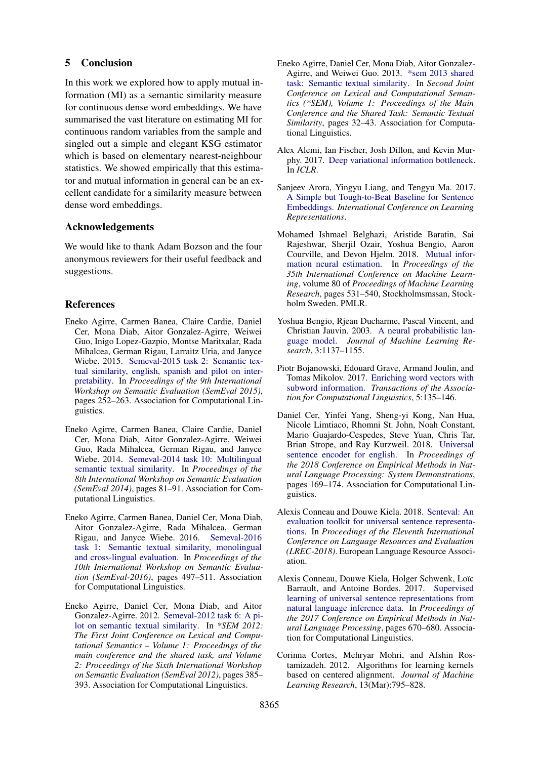## 5 Conclusion

In this work we explored how to apply mutual information (MI) as a semantic similarity measure for continuous dense word embeddings. We have summarised the vast literature on estimating MI for continuous random variables from the sample and singled out a simple and elegant KSG estimator which is based on elementary nearest-neighbour statistics. We showed empirically that this estimator and mutual information in general can be an excellent candidate for a similarity measure between dense word embeddings.

## Acknowledgements

We would like to thank Adam Bozson and the four anonymous reviewers for their useful feedback and suggestions.

## References

Eneko Agirre, Carmen Banea, Claire Cardie, Daniel Cer, Mona Diab, Aitor Gonzalez-Agirre, Weiwei Guo, Inigo Lopez-Gazpio, Montse Maritxalar, Rada Mihalcea, German Rigau, Larraitz Uria, and Janyce Wiebe. 2015. Semeval-2015 task 2: Semantic textual similarity, english, spanish and pilot on interpretability. In *Proceedings of the 9th International Workshop on Semantic Evaluation (SemEval 2015)*, pages 252–263. Association for Computational Linguistics.

Eneko Agirre, Carmen Banea, Claire Cardie, Daniel Cer, Mona Diab, Aitor Gonzalez-Agirre, Weiwei Guo, Rada Mihalcea, German Rigau, and Janyce Wiebe. 2014. Semeval-2014 task 10: Multilingual semantic textual similarity. In *Proceedings of the 8th International Workshop on Semantic Evaluation (SemEval 2014)*, pages 81–91. Association for Computational Linguistics.

Eneko Agirre, Carmen Banea, Daniel Cer, Mona Diab, Aitor Gonzalez-Agirre, Rada Mihalcea, German Rigau, and Janyce Wiebe. 2016. Semeval-2016 task 1: Semantic textual similarity, monolingual and cross-lingual evaluation. In *Proceedings of the 10th International Workshop on Semantic Evaluation (SemEval-2016)*, pages 497–511. Association for Computational Linguistics.

Eneko Agirre, Daniel Cer, Mona Diab, and Aitor Gonzalez-Agirre. 2012. Semeval-2012 task 6: A pilot on semantic textual similarity. In *\*SEM 2012: The First Joint Conference on Lexical and Computational Semantics – Volume 1: Proceedings of the main conference and the shared task, and Volume 2: Proceedings of the Sixth International Workshop on Semantic Evaluation (SemEval 2012)*, pages 385–393. Association for Computational Linguistics.

Eneko Agirre, Daniel Cer, Mona Diab, Aitor Gonzalez-Agirre, and Weiwei Guo. 2013. \*sem 2013 shared task: Semantic textual similarity. In *Second Joint Conference on Lexical and Computational Semantics (\*SEM), Volume 1: Proceedings of the Main Conference and the Shared Task: Semantic Textual Similarity*, pages 32–43. Association for Computational Linguistics.

Alex Alemi, Ian Fischer, Josh Dillon, and Kevin Murphy. 2017. Deep variational information bottleneck. In *ICLR*.

Sanjeev Arora, Yingyu Liang, and Tengyu Ma. 2017. A Simple but Tough-to-Beat Baseline for Sentence Embeddings. *International Conference on Learning Representations*.

Mohamed Ishmael Belghazi, Aristide Baratin, Sai Rajeshwar, Sherjil Ozair, Yoshua Bengio, Aaron Courville, and Devon Hjelm. 2018. Mutual information neural estimation. In *Proceedings of the 35th International Conference on Machine Learning*, volume 80 of *Proceedings of Machine Learning Research*, pages 531–540, Stockholmsmssan, Stockholm Sweden. PMLR.

Yoshua Bengio, Rjean Ducharme, Pascal Vincent, and Christian Jauvin. 2003. A neural probabilistic language model. *Journal of Machine Learning Research*, 3:1137–1155.

Piotr Bojanowski, Edouard Grave, Armand Joulin, and Tomas Mikolov. 2017. Enriching word vectors with subword information. *Transactions of the Association for Computational Linguistics*, 5:135–146.

Daniel Cer, Yinfei Yang, Sheng-yi Kong, Nan Hua, Nicole Limtiaco, Rhomni St. John, Noah Constant, Mario Guajardo-Cespedes, Steve Yuan, Chris Tar, Brian Strope, and Ray Kurzweil. 2018. Universal sentence encoder for english. In *Proceedings of the 2018 Conference on Empirical Methods in Natural Language Processing: System Demonstrations*, pages 169–174. Association for Computational Linguistics.

Alexis Conneau and Douwe Kiela. 2018. Senteval: An evaluation toolkit for universal sentence representations. In *Proceedings of the Eleventh International Conference on Language Resources and Evaluation (LREC-2018)*. European Language Resource Association.

Alexis Conneau, Douwe Kiela, Holger Schwenk, Loïc Barrault, and Antoine Bordes. 2017. Supervised learning of universal sentence representations from natural language inference data. In *Proceedings of the 2017 Conference on Empirical Methods in Natural Language Processing*, pages 670–680. Association for Computational Linguistics.

Corinna Cortes, Mehryar Mohri, and Afshin Rostamizadeh. 2012. Algorithms for learning kernels based on centered alignment. *Journal of Machine Learning Research*, 13(Mar):795–828.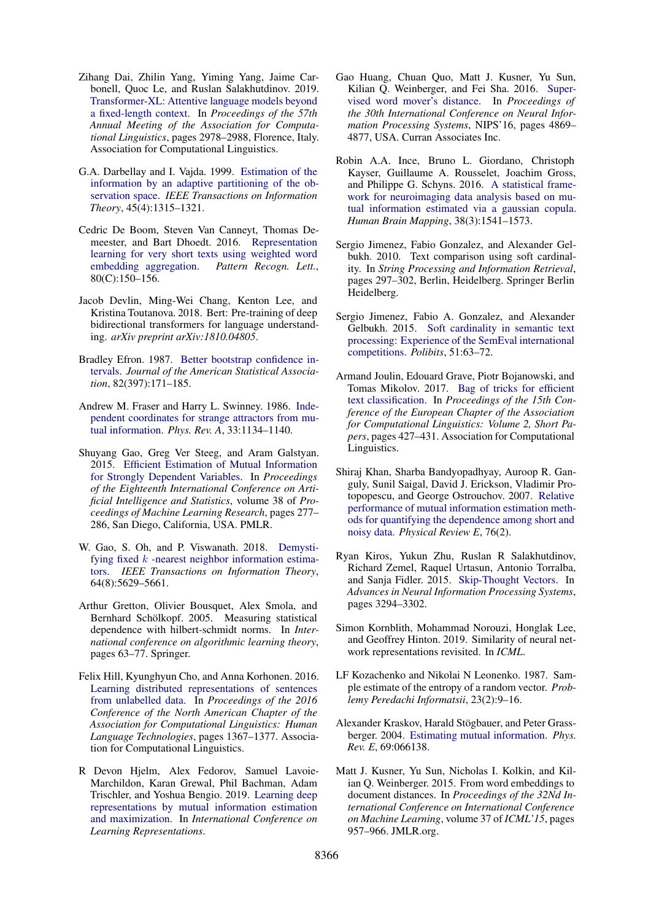Zihang Dai, Zhilin Yang, Yiming Yang, Jaime Carbonell, Quoc Le, and Ruslan Salakhutdinov. 2019. Transformer-XL: Attentive language models beyond a fixed-length context. In *Proceedings of the 57th Annual Meeting of the Association for Computational Linguistics*, pages 2978–2988, Florence, Italy. Association for Computational Linguistics.

G.A. Darbellay and I. Vajda. 1999. Estimation of the information by an adaptive partitioning of the observation space. *IEEE Transactions on Information Theory*, 45(4):1315–1321.

Cedric De Boom, Steven Van Canneyt, Thomas Demeester, and Bart Dhoedt. 2016. Representation learning for very short texts using weighted word embedding aggregation. *Pattern Recogn. Lett.*, 80(C):150–156.

Jacob Devlin, Ming-Wei Chang, Kenton Lee, and Kristina Toutanova. 2018. Bert: Pre-training of deep bidirectional transformers for language understanding. *arXiv preprint arXiv:1810.04805*.

Bradley Efron. 1987. Better bootstrap confidence intervals. *Journal of the American Statistical Association*, 82(397):171–185.

Andrew M. Fraser and Harry L. Swinney. 1986. Independent coordinates for strange attractors from mutual information. *Phys. Rev. A*, 33:1134–1140.

Shuyang Gao, Greg Ver Steeg, and Aram Galstyan. 2015. Efficient Estimation of Mutual Information for Strongly Dependent Variables. In *Proceedings of the Eighteenth International Conference on Artificial Intelligence and Statistics*, volume 38 of *Proceedings of Machine Learning Research*, pages 277–286, San Diego, California, USA. PMLR.

W. Gao, S. Oh, and P. Viswanath. 2018. Demystifying fixed $k$ -nearest neighbor information estimators. *IEEE Transactions on Information Theory*, 64(8):5629–5661.

Arthur Gretton, Olivier Bousquet, Alex Smola, and Bernhard Schölkopf. 2005. Measuring statistical dependence with hilbert-schmidt norms. In *International conference on algorithmic learning theory*, pages 63–77. Springer.

Felix Hill, Kyunghyun Cho, and Anna Korhonen. 2016. Learning distributed representations of sentences from unlabelled data. In *Proceedings of the 2016 Conference of the North American Chapter of the Association for Computational Linguistics: Human Language Technologies*, pages 1367–1377. Association for Computational Linguistics.

R Devon Hjelm, Alex Fedorov, Samuel Lavoie-Marchildon, Karan Grewal, Phil Bachman, Adam Trischler, and Yoshua Bengio. 2019. Learning deep representations by mutual information estimation and maximization. In *International Conference on Learning Representations*.

Gao Huang, Chuan Quo, Matt J. Kusner, Yu Sun, Kilian Q. Weinberger, and Fei Sha. 2016. Supervised word mover's distance. In *Proceedings of the 30th International Conference on Neural Information Processing Systems*, NIPS'16, pages 4869–4877, USA. Curran Associates Inc.

Robin A.A. Ince, Bruno L. Giordano, Christoph Kayser, Guillaume A. Rousselet, Joachim Gross, and Philippe G. Schyns. 2016. A statistical framework for neuroimaging data analysis based on mutual information estimated via a gaussian copula. *Human Brain Mapping*, 38(3):1541–1573.

Sergio Jimenez, Fabio Gonzalez, and Alexander Gelbukh. 2010. Text comparison using soft cardinality. In *String Processing and Information Retrieval*, pages 297–302, Berlin, Heidelberg. Springer Berlin Heidelberg.

Sergio Jimenez, Fabio A. Gonzalez, and Alexander Gelbukh. 2015. Soft cardinality in semantic text processing: Experience of the SemEval international competitions. *Polibits*, 51:63–72.

Armand Joulin, Edouard Grave, Piotr Bojanowski, and Tomas Mikolov. 2017. Bag of tricks for efficient text classification. In *Proceedings of the 15th Conference of the European Chapter of the Association for Computational Linguistics: Volume 2, Short Papers*, pages 427–431. Association for Computational Linguistics.

Shiraj Khan, Sharba Bandyopadhyay, Auroop R. Ganguly, Sunil Saigal, David J. Erickson, Vladimir Protopopescu, and George Ostrouchov. 2007. Relative performance of mutual information estimation methods for quantifying the dependence among short and noisy data. *Physical Review E*, 76(2).

Ryan Kiros, Yukun Zhu, Ruslan R Salakhutdinov, Richard Zemel, Raquel Urtasun, Antonio Torralba, and Sanja Fidler. 2015. Skip-Thought Vectors. In *Advances in Neural Information Processing Systems*, pages 3294–3302.

Simon Kornblith, Mohammad Norouzi, Honglak Lee, and Geoffrey Hinton. 2019. Similarity of neural network representations revisited. In *ICML*.

LF Kozachenko and Nikolai N Leonenko. 1987. Sample estimate of the entropy of a random vector. *Problemy Peredachi Informatsii*, 23(2):9–16.

Alexander Kraskov, Harald Stögbauer, and Peter Grassberger. 2004. Estimating mutual information. *Phys. Rev. E*, 69:066138.

Matt J. Kusner, Yu Sun, Nicholas I. Kolkin, and Kilian Q. Weinberger. 2015. From word embeddings to document distances. In *Proceedings of the 32Nd International Conference on International Conference on Machine Learning*, volume 37 of *ICML'15*, pages 957–966. JMLR.org.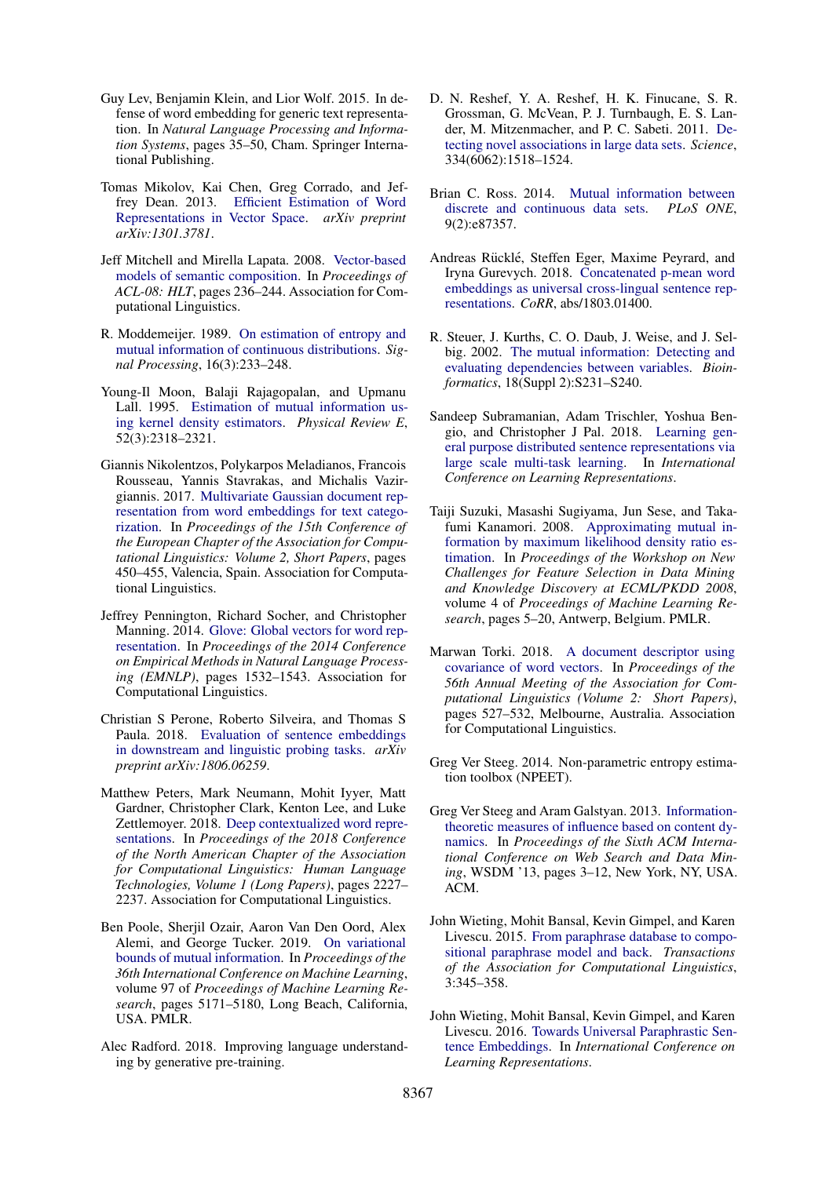Guy Lev, Benjamin Klein, and Lior Wolf. 2015. In defense of word embedding for generic text representation. In *Natural Language Processing and Information Systems*, pages 35–50, Cham. Springer International Publishing.

Tomas Mikolov, Kai Chen, Greg Corrado, and Jeffrey Dean. 2013. Efficient Estimation of Word Representations in Vector Space. *arXiv preprint arXiv:1301.3781*.

Jeff Mitchell and Mirella Lapata. 2008. Vector-based models of semantic composition. In *Proceedings of ACL-08: HLT*, pages 236–244. Association for Computational Linguistics.

R. Moddemeijer. 1989. On estimation of entropy and mutual information of continuous distributions. *Signal Processing*, 16(3):233–248.

Young-Il Moon, Balaji Rajagopalan, and Upmanu Lall. 1995. Estimation of mutual information using kernel density estimators. *Physical Review E*, 52(3):2318–2321.

Giannis Nikolentzos, Polykarpos Meladianos, Francois Rousseau, Yannis Stavrakas, and Michalis Vazirgiannis. 2017. Multivariate Gaussian document representation from word embeddings for text categorization. In *Proceedings of the 15th Conference of the European Chapter of the Association for Computational Linguistics: Volume 2, Short Papers*, pages 450–455, Valencia, Spain. Association for Computational Linguistics.

Jeffrey Pennington, Richard Socher, and Christopher Manning. 2014. Glove: Global vectors for word representation. In *Proceedings of the 2014 Conference on Empirical Methods in Natural Language Processing (EMNLP)*, pages 1532–1543. Association for Computational Linguistics.

Christian S Perone, Roberto Silveira, and Thomas S Paula. 2018. Evaluation of sentence embeddings in downstream and linguistic probing tasks. *arXiv preprint arXiv:1806.06259*.

Matthew Peters, Mark Neumann, Mohit Iyyer, Matt Gardner, Christopher Clark, Kenton Lee, and Luke Zettlemoyer. 2018. Deep contextualized word representations. In *Proceedings of the 2018 Conference of the North American Chapter of the Association for Computational Linguistics: Human Language Technologies, Volume 1 (Long Papers)*, pages 2227–2237. Association for Computational Linguistics.

Ben Poole, Sherjil Ozair, Aaron Van Den Oord, Alex Alemi, and George Tucker. 2019. On variational bounds of mutual information. In *Proceedings of the 36th International Conference on Machine Learning*, volume 97 of *Proceedings of Machine Learning Research*, pages 5171–5180, Long Beach, California, USA. PMLR.

Alec Radford. 2018. Improving language understanding by generative pre-training.

D. N. Reshef, Y. A. Reshef, H. K. Finucane, S. R. Grossman, G. McVean, P. J. Turnbaugh, E. S. Lander, M. Mitzenmacher, and P. C. Sabeti. 2011. Detecting novel associations in large data sets. *Science*, 334(6062):1518–1524.

Brian C. Ross. 2014. Mutual information between discrete and continuous data sets. *PLoS ONE*, 9(2):e87357.

Andreas Rücklé, Steffen Eger, Maxime Peyrard, and Iryna Gurevych. 2018. Concatenated p-mean word embeddings as universal cross-lingual sentence representations. *CoRR*, abs/1803.01400.

R. Steuer, J. Kurths, C. O. Daub, J. Weise, and J. Selbig. 2002. The mutual information: Detecting and evaluating dependencies between variables. *Bioinformatics*, 18(Suppl 2):S231–S240.

Sandeep Subramanian, Adam Trischler, Yoshua Bengio, and Christopher J Pal. 2018. Learning general purpose distributed sentence representations via large scale multi-task learning. In *International Conference on Learning Representations*.

Taiji Suzuki, Masashi Sugiyama, Jun Sese, and Takafumi Kanamori. 2008. Approximating mutual information by maximum likelihood density ratio estimation. In *Proceedings of the Workshop on New Challenges for Feature Selection in Data Mining and Knowledge Discovery at ECML/PKDD 2008*, volume 4 of *Proceedings of Machine Learning Research*, pages 5–20, Antwerp, Belgium. PMLR.

Marwan Torki. 2018. A document descriptor using covariance of word vectors. In *Proceedings of the 56th Annual Meeting of the Association for Computational Linguistics (Volume 2: Short Papers)*, pages 527–532, Melbourne, Australia. Association for Computational Linguistics.

Greg Ver Steeg. 2014. Non-parametric entropy estimation toolbox (NPEET).

Greg Ver Steeg and Aram Galstyan. 2013. Information-theoretic measures of influence based on content dynamics. In *Proceedings of the Sixth ACM International Conference on Web Search and Data Mining*, WSDM '13, pages 3–12, New York, NY, USA. ACM.

John Wieting, Mohit Bansal, Kevin Gimpel, and Karen Livescu. 2015. From paraphrase database to compositional paraphrase model and back. *Transactions of the Association for Computational Linguistics*, 3:345–358.

John Wieting, Mohit Bansal, Kevin Gimpel, and Karen Livescu. 2016. Towards Universal Paraphrastic Sentence Embeddings. In *International Conference on Learning Representations*.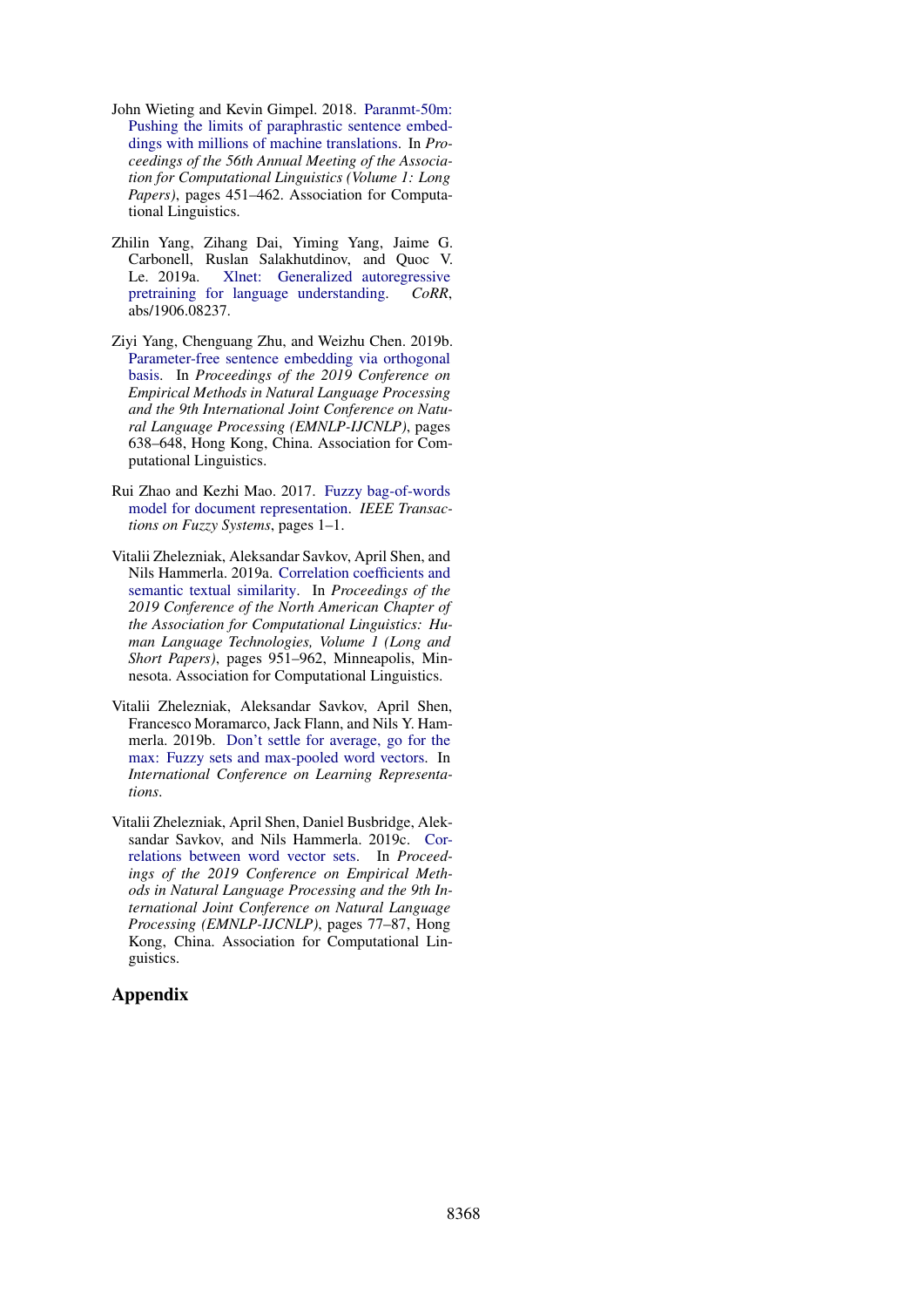John Wieting and Kevin Gimpel. 2018. Paranmt-50m: Pushing the limits of paraphrastic sentence embeddings with millions of machine translations. In *Proceedings of the 56th Annual Meeting of the Association for Computational Linguistics (Volume 1: Long Papers)*, pages 451–462. Association for Computational Linguistics.

Zhilin Yang, Zihang Dai, Yiming Yang, Jaime G. Carbonell, Ruslan Salakhutdinov, and Quoc V. Le. 2019a. Xlnet: Generalized autoregressive pretraining for language understanding. *CoRR*, abs/1906.08237.

Ziyi Yang, Chenguang Zhu, and Weizhu Chen. 2019b. Parameter-free sentence embedding via orthogonal basis. In *Proceedings of the 2019 Conference on Empirical Methods in Natural Language Processing and the 9th International Joint Conference on Natural Language Processing (EMNLP-IJCNLP)*, pages 638–648, Hong Kong, China. Association for Computational Linguistics.

Rui Zhao and Kezhi Mao. 2017. Fuzzy bag-of-words model for document representation. *IEEE Transactions on Fuzzy Systems*, pages 1–1.

Vitalii Zhelezniak, Aleksandar Savkov, April Shen, and Nils Hammerla. 2019a. Correlation coefficients and semantic textual similarity. In *Proceedings of the 2019 Conference of the North American Chapter of the Association for Computational Linguistics: Human Language Technologies, Volume 1 (Long and Short Papers)*, pages 951–962, Minneapolis, Minnesota. Association for Computational Linguistics.

Vitalii Zhelezniak, Aleksandar Savkov, April Shen, Francesco Moramarco, Jack Flann, and Nils Y. Hammerla. 2019b. Don't settle for average, go for the max: Fuzzy sets and max-pooled word vectors. In *International Conference on Learning Representations*.

Vitalii Zhelezniak, April Shen, Daniel Busbridge, Aleksandar Savkov, and Nils Hammerla. 2019c. Correlations between word vector sets. In *Proceedings of the 2019 Conference on Empirical Methods in Natural Language Processing and the 9th International Joint Conference on Natural Language Processing (EMNLP-IJCNLP)*, pages 77–87, Hong Kong, China. Association for Computational Linguistics.

## Appendix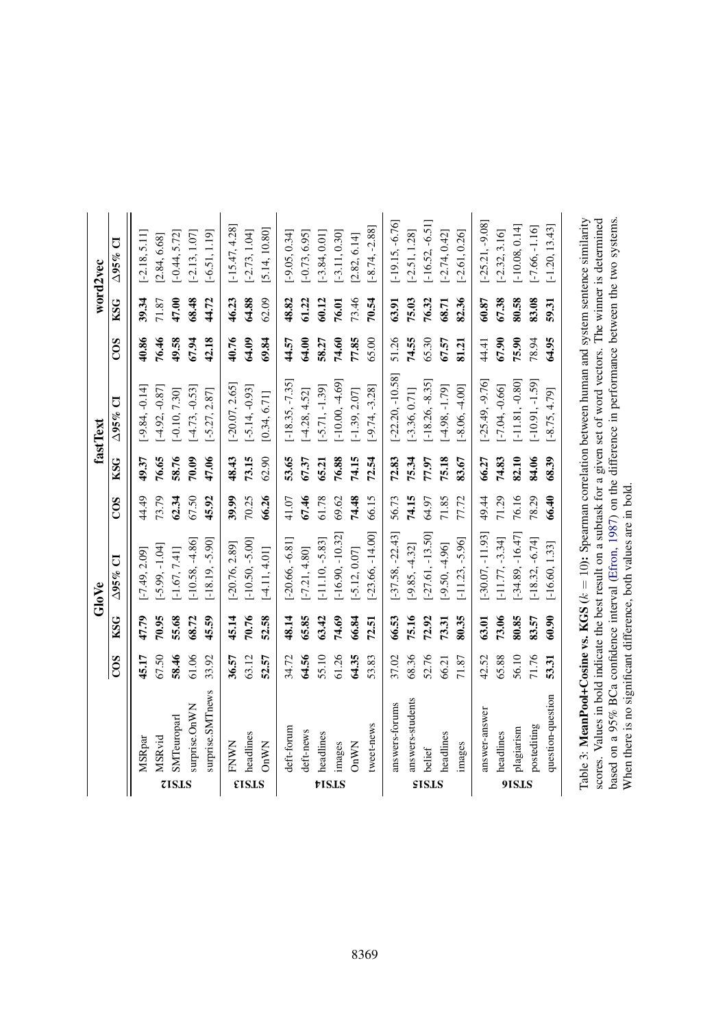| | | GloVe | | | fastText | | | word2vec | | |
|---|---|---|---|---|---|---|---|---|---|---|
| | | COS | KSG | Δ95% CI | COS | KSG | Δ95% CI | COS | KSG | Δ95% CI |
| STS12 | MSRpar | **45.17** | **47.79** | [-7.49, 2.09] | 44.49 | **49.37** | [-9.84, -0.14] | **40.86** | **39.34** | [-2.18, 5.11] |
| | MSRvid | 67.50 | **70.95** | [-5.99, -1.04] | 73.79 | **76.65** | [-4.92, -0.87] | **76.46** | 71.87 | [2.84, 6.68] |
| | SMTeuroparl | **58.46** | **55.68** | [-1.67, 7.41] | **62.34** | **58.76** | [-0.10, 7.30] | **49.58** | **47.00** | [-0.44, 5.72] |
| | surprise.OnWN | 61.06 | **68.72** | [-10.58, -4.86] | 67.50 | **70.09** | [-4.73, -0.53] | **67.94** | **68.48** | [-2.13, 1.07] |
| | surprise.SMTnews | 33.92 | **45.59** | [-18.19, -5.90] | **45.92** | **47.06** | [-5.27, 2.87] | **42.18** | **44.72** | [-6.51, 1.19] |
| STS13 | FNWN | **36.57** | **45.14** | [-20.76, 2.89] | **39.99** | **48.43** | [-20.07, 2.65] | **40.76** | **46.23** | [-15.47, 4.28] |
| | headlines | 63.12 | **70.76** | [-10.50, -5.00] | 70.25 | **73.15** | [-5.14, -0.93] | **64.09** | **64.88** | [-2.73, 1.04] |
| | OnWN | **52.57** | **52.58** | [-4.11, 4.01] | **66.26** | 62.90 | [0.34, 6.71] | **69.84** | 62.09 | [5.14, 10.80] |
| STS14 | deft-forum | 34.72 | **48.14** | [-20.66, -6.81] | 41.07 | **53.65** | [-18.35, -7.35] | **44.57** | **48.82** | [-9.05, 0.34] |
| | deft-news | **64.56** | **65.85** | [-7.21, 4.80] | **67.46** | **67.37** | [-4.28, 4.52] | **64.00** | **61.22** | [-0.73, 6.95] |
| | headlines | 55.10 | **63.42** | [-11.10, -5.83] | 61.78 | **65.21** | [-5.71, -1.39] | **58.27** | **60.12** | [-3.84, 0.01] |
| | images | 61.26 | **74.69** | [-16.90, -10.32] | 69.62 | **76.88** | [-10.00, -4.69] | **74.60** | **76.01** | [-3.11, 0.30] |
| | OnWN | **64.35** | **66.84** | [-5.12, 0.07] | **74.48** | **74.15** | [-1.39, 2.07] | **77.85** | 73.46 | [2.82, 6.14] |
| | tweet-news | 53.83 | **72.51** | [-23.66, -14.00] | 66.15 | **72.54** | [-9.74, -3.28] | 65.00 | **70.54** | [-8.74, -2.88] |
| STS15 | answers-forums | 37.02 | **66.53** | [-37.58, -22.43] | 56.73 | **72.83** | [-22.20, -10.58] | 51.26 | **63.91** | [-19.15, -6.76] |
| | answers-students | 68.36 | **75.16** | [-9.85, -4.32] | **74.15** | **75.34** | [-3.36, 0.71] | **74.55** | **75.03** | [-2.51, 1.28] |
| | belief | 52.76 | **72.92** | [-27.61, -13.50] | 64.97 | **77.97** | [-18.26, -8.35] | 65.30 | **76.32** | [-16.52, -6.51] |
| | headlines | 66.21 | **73.31** | [-9.50, -4.96] | 71.85 | **75.18** | [-4.98, -1.79] | **67.57** | **68.71** | [-2.74, 0.42] |
| | images | 71.87 | **80.35** | [-11.23, -5.96] | 77.72 | **83.67** | [-8.06, -4.00] | **81.21** | **82.36** | [-2.61, 0.26] |
| STS16 | answer-answer | 42.52 | **63.01** | [-30.07, -11.93] | 49.44 | **66.27** | [-25.49, -9.76] | 44.41 | **60.87** | [-25.21, -9.08] |
| | headlines | 65.88 | **73.06** | [-11.77, -3.34] | 71.29 | **74.83** | [-7.04, -0.66] | **67.90** | **67.38** | [-2.32, 3.16] |
| | plagiarism | 56.10 | **80.85** | [-34.89, -16.47] | 76.16 | **82.10** | [-11.81, -0.80] | **75.90** | **80.58** | [-10.08, 0.14] |
| | postediting | 71.76 | **83.57** | [-18.32, -6.74] | 78.29 | **84.06** | [-10.91, -1.59] | 78.94 | **83.08** | [-7.66, -1.16] |
| | question-question | **53.31** | **60.90** | [-16.60, 1.33] | **66.40** | **68.39** | [-8.75, 4.79] | **64.95** | **59.31** | [-1.20, 13.43] |

Table 3: **MeanPool+Cosine vs. KGS** ($k = 10$)**:** Spearman correlation between human and system sentence similarity scores. Values in bold indicate the best result on a subtask for a given set of word vectors. The winner is determined based on a 95% BCa confidence interval (Efron, 1987) on the difference in performance between the two systems. When there is no significant difference, both values are in bold.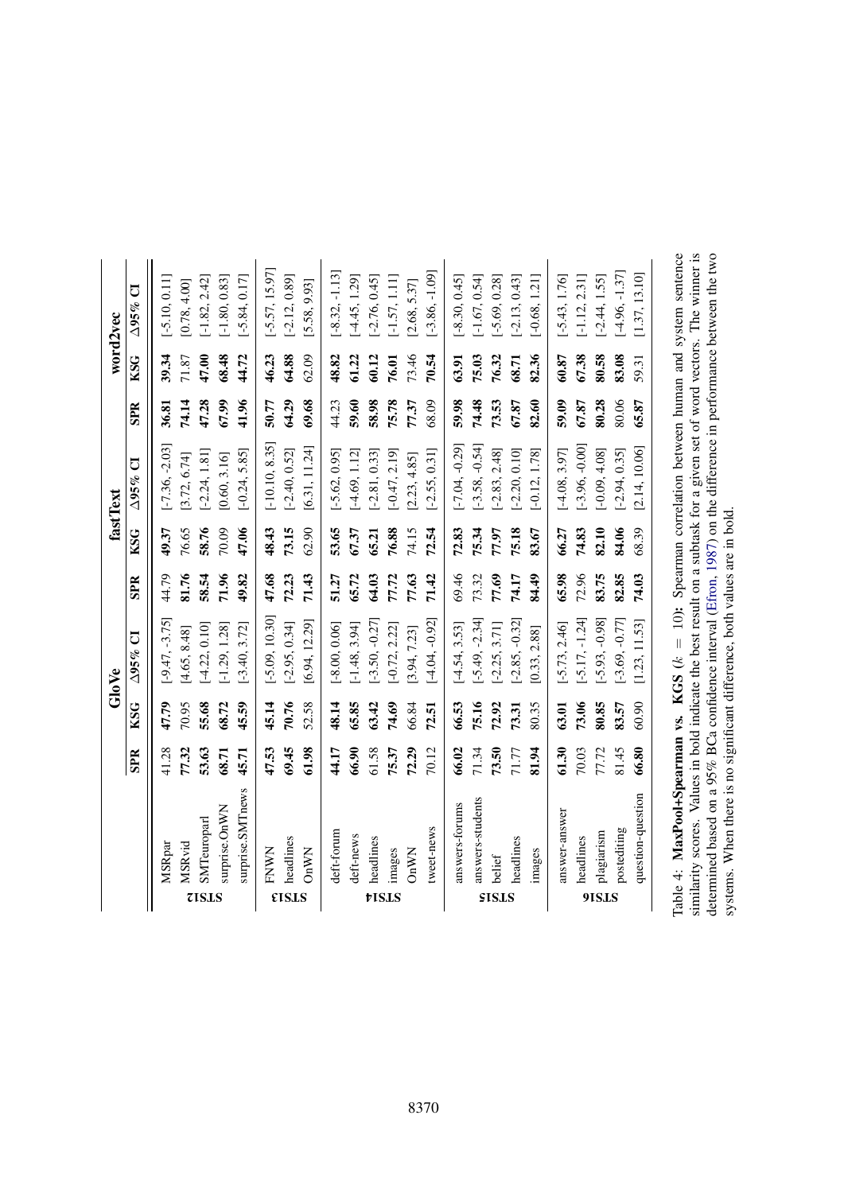| | | GloVe | | | fastText | | | word2vec | | |
|---|---|---|---|---|---|---|---|---|---|---|
| | | SPR | KSG | Δ95% CI | SPR | KSG | Δ95% CI | SPR | KSG | Δ95% CI |
| STS12 | MSRpar | 41.28 | **47.79** | [-9.47, -3.75] | 44.79 | **49.37** | [-7.36, -2.03] | **36.81** | **39.34** | [-5.10, 0.11] |
| | MSRvid | **77.32** | 70.95 | [4.65, 8.48] | **81.76** | 76.65 | [3.72, 6.74] | **74.14** | 71.87 | [0.78, 4.00] |
| | SMTeuroparl | **53.63** | **55.68** | [-4.22, 0.10] | **58.54** | **58.76** | [-2.24, 1.81] | **47.28** | **47.00** | [-1.82, 2.42] |
| | surprise.OnWN | **68.71** | **68.72** | [-1.29, 1.28] | **71.96** | 70.09 | [0.60, 3.16] | **67.99** | **68.48** | [-1.80, 0.83] |
| | surprise.SMTnews | **45.71** | **45.59** | [-3.40, 3.72] | **49.82** | **47.06** | [-0.24, 5.85] | **41.96** | **44.72** | [-5.84, 0.17] |
| STS13 | FNWN | **47.53** | **45.14** | [-5.09, 10.30] | **47.68** | **48.43** | [-10.10, 8.35] | **50.77** | **46.23** | [-5.57, 15.97] |
| | headlines | **69.45** | **70.76** | [-2.95, 0.34] | **72.23** | **73.15** | [-2.40, 0.52] | **64.29** | **64.88** | [-2.12, 0.89] |
| | OnWN | **61.98** | 52.58 | [6.94, 12.29] | **71.43** | 62.90 | [6.31, 11.24] | **69.68** | 62.09 | [5.58, 9.93] |
| STS14 | deft-forum | **44.17** | **48.14** | [-8.00, 0.06] | **51.27** | **53.65** | [-5.62, 0.95] | 44.23 | **48.82** | [-8.32, -1.13] |
| | deft-news | **66.90** | **65.85** | [-1.48, 3.94] | **65.72** | **67.37** | [-4.69, 1.12] | **59.60** | **61.22** | [-4.45, 1.29] |
| | headlines | 61.58 | **63.42** | [-3.50, -0.27] | **64.03** | **65.21** | [-2.81, 0.33] | **58.98** | **60.12** | [-2.76, 0.45] |
| | images | **75.37** | **74.69** | [-0.72, 2.22] | **77.72** | **76.88** | [-0.47, 2.19] | **75.78** | **76.01** | [-1.57, 1.11] |
| | OnWN | **72.29** | 66.84 | [3.94, 7.23] | **77.63** | 74.15 | [2.23, 4.85] | **77.37** | 73.46 | [2.68, 5.37] |
| | tweet-news | 70.12 | **72.51** | [-4.04, -0.92] | **71.42** | **72.54** | [-2.55, 0.31] | 68.09 | **70.54** | [-3.86, -1.09] |
| STS15 | answers-forums | **66.02** | **66.53** | [-4.54, 3.53] | 69.46 | **72.83** | [-7.04, -0.29] | **59.98** | **63.91** | [-8.30, 0.45] |
| | answers-students | 71.34 | **75.16** | [-5.49, -2.34] | 73.32 | **75.34** | [-3.58, -0.54] | **74.48** | **75.03** | [-1.67, 0.54] |
| | belief | **73.50** | **72.92** | [-2.25, 3.71] | **77.69** | **77.97** | [-2.83, 2.48] | **73.53** | **76.32** | [-5.69, 0.28] |
| | headlines | 71.77 | **73.31** | [-2.85, -0.32] | **74.17** | **75.18** | [-2.20, 0.10] | **67.87** | **68.71** | [-2.13, 0.43] |
| | images | **81.94** | 80.35 | [0.33, 2.88] | **84.49** | **83.67** | [-0.12, 1.78] | **82.60** | **82.36** | [-0.68, 1.21] |
| STS16 | answer-answer | **61.30** | **63.01** | [-5.73, 2.46] | **65.98** | **66.27** | [-4.08, 3.97] | **59.09** | **60.87** | [-5.43, 1.76] |
| | headlines | 70.03 | **73.06** | [-5.17, -1.24] | 72.96 | **74.83** | [-3.96, -0.00] | **67.87** | **67.38** | [-1.12, 2.31] |
| | plagiarism | 77.72 | **80.85** | [-5.93, -0.98] | **83.75** | **82.10** | [-0.09, 4.08] | **80.28** | **80.58** | [-2.44, 1.55] |
| | postediting | 81.45 | **83.57** | [-3.69, -0.77] | **82.85** | **84.06** | [-2.94, 0.35] | 80.06 | **83.08** | [-4.96, -1.37] |
| | question-question | **66.80** | 60.90 | [1.23, 11.53] | **74.03** | 68.39 | [2.14, 10.06] | **65.87** | 59.31 | [1.37, 13.10] |

Table 4: **MaxPool+Spearman vs. KGS** ($k = 10$)**:** Spearman correlation between human and system sentence similarity scores. Values in bold indicate the best result on a subtask for a given set of word vectors. The winner is determined based on a 95% BCa confidence interval (Efron, 1987) on the difference in performance between the two systems. When there is no significant difference, both values are in bold.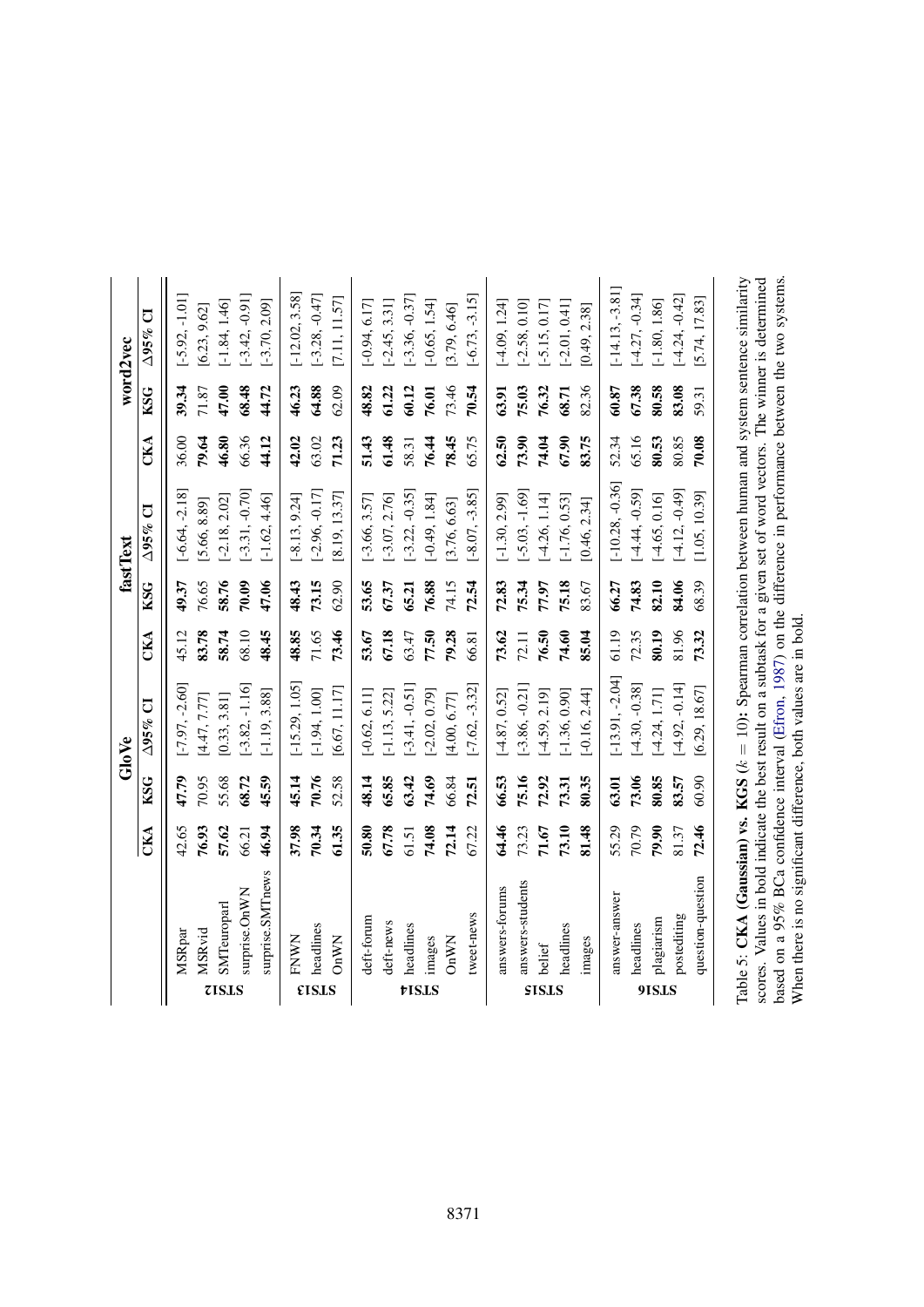| | | GloVe | | | fastText | | | word2vec | | |
|---|---|---|---|---|---|---|---|---|---|---|
| | | CKA | KSG | Δ95% CI | CKA | KSG | Δ95% CI | CKA | KSG | Δ95% CI |
| STS12 | MSRpar | 42.65 | **47.79** | [-7.97, -2.60] | 45.12 | **49.37** | [-6.64, -2.18] | 36.00 | **39.34** | [-5.92, -1.01] |
| | MSRvid | **76.93** | 70.95 | [4.47, 7.77] | **83.78** | 76.65 | [5.66, 8.89] | **79.64** | 71.87 | [6.23, 9.62] |
| | SMTeuroparl | **57.62** | 55.68 | [0.33, 3.81] | **58.74** | **58.76** | [-2.18, 2.02] | **46.80** | **47.00** | [-1.84, 1.46] |
| | surprise.OnWN | 66.21 | **68.72** | [-3.82, -1.16] | 68.10 | **70.09** | [-3.31, -0.70] | 66.36 | **68.48** | [-3.42, -0.91] |
| | surprise.SMTnews | **46.94** | **45.59** | [-1.19, 3.88] | **48.45** | **47.06** | [-1.62, 4.46] | **44.12** | **44.72** | [-3.70, 2.09] |
| STS13 | FNWN | **37.98** | **45.14** | [-15.29, 1.05] | **48.85** | **48.43** | [-8.13, 9.24] | **42.02** | **46.23** | [-12.02, 3.58] |
| | headlines | **70.34** | **70.76** | [-1.94, 1.00] | 71.65 | **73.15** | [-2.96, -0.17] | 63.02 | **64.88** | [-3.28, -0.47] |
| | OnWN | **61.35** | 52.58 | [6.67, 11.17] | **73.46** | 62.90 | [8.19, 13.37] | **71.23** | 62.09 | [7.11, 11.57] |
| STS14 | deft-forum | **50.80** | **48.14** | [-0.62, 6.11] | **53.67** | **53.65** | [-3.66, 3.57] | **51.43** | **48.82** | [-0.94, 6.17] |
| | deft-news | **67.78** | **65.85** | [-1.13, 5.22] | **67.18** | **67.37** | [-3.07, 2.76] | **61.48** | **61.22** | [-2.45, 3.31] |
| | headlines | 61.51 | **63.42** | [-3.41, -0.51] | 63.47 | **65.21** | [-3.22, -0.35] | 58.31 | **60.12** | [-3.36, -0.37] |
| | images | **74.08** | **74.69** | [-2.02, 0.79] | **77.50** | **76.88** | [-0.49, 1.84] | **76.44** | **76.01** | [-0.65, 1.54] |
| | OnWN | **72.14** | 66.84 | [4.00, 6.77] | **79.28** | 74.15 | [3.76, 6.63] | **78.45** | 73.46 | [3.79, 6.46] |
| | tweet-news | 67.22 | **72.51** | [-7.62, -3.32] | 66.81 | **72.54** | [-8.07, -3.85] | 65.75 | **70.54** | [-6.73, -3.15] |
| STS15 | answers-forums | **64.46** | **66.53** | [-4.87, 0.52] | **73.62** | **72.83** | [-1.30, 2.99] | **62.50** | **63.91** | [-4.09, 1.24] |
| | answers-students | 73.23 | **75.16** | [-3.86, -0.21] | 72.11 | **75.34** | [-5.03, -1.69] | **73.90** | **75.03** | [-2.58, 0.10] |
| | belief | **71.67** | **72.92** | [-4.59, 2.19] | **76.50** | **77.97** | [-4.26, 1.14] | **74.04** | **76.32** | [-5.15, 0.17] |
| | headlines | **73.10** | **73.31** | [-1.36, 0.90] | **74.60** | **75.18** | [-1.76, 0.53] | **67.90** | **68.71** | [-2.01, 0.41] |
| | images | **81.48** | **80.35** | [-0.16, 2.44] | **85.04** | 83.67 | [0.46, 2.34] | **83.75** | 82.36 | [0.49, 2.38] |
| STS16 | answer-answer | 55.29 | **63.01** | [-13.91, -2.04] | 61.19 | **66.27** | [-10.28, -0.36] | 52.34 | **60.87** | [-14.13, -3.81] |
| | headlines | 70.79 | **73.06** | [-4.30, -0.38] | 72.35 | **74.83** | [-4.44, -0.59] | 65.16 | **67.38** | [-4.27, -0.34] |
| | plagiarism | **79.90** | **80.85** | [-4.24, 1.71] | **80.19** | **82.10** | [-4.65, 0.16] | **80.53** | **80.58** | [-1.80, 1.86] |
| | postediting | 81.37 | **83.57** | [-4.92, -0.14] | 81.96 | **84.06** | [-4.12, -0.49] | 80.85 | **83.08** | [-4.24, -0.42] |
| | question-question | **72.46** | 60.90 | [6.29, 18.67] | **73.32** | 68.39 | [1.05, 10.39] | **70.08** | 59.31 | [5.74, 17.83] |

Table 5: **CKA (Gaussian) vs. KGS** ($k = 10$)**:** Spearman correlation between human and system sentence similarity scores. Values in bold indicate the best result on a subtask for a given set of word vectors. The winner is determined based on a 95% BCa confidence interval (Efron, 1987) on the difference in performance between the two systems. When there is no significant difference, both values are in bold.